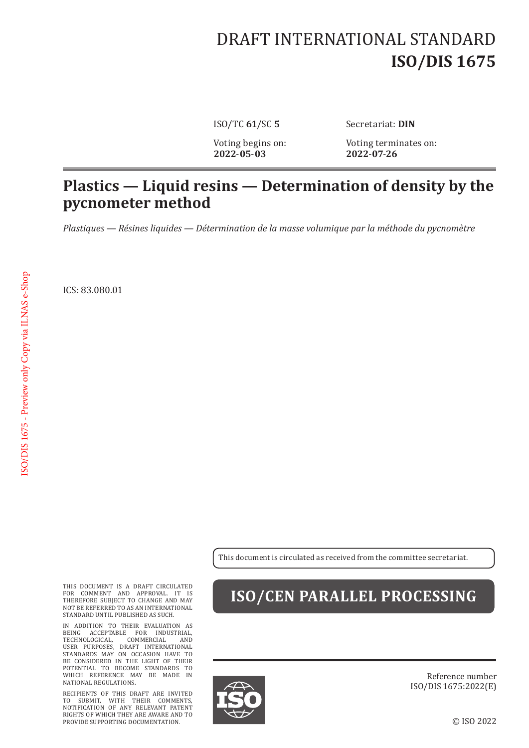DRAFT INTERNATIONAL STANDARD

# ISO/DIS 1675

ISO/TC **61**/SC **5**

Secretariat: **DIN**

Voting begins on:
**2022-05-03**

Voting terminates on:
**2022-07-26**

## Plastics — Liquid resins — Determination of density by the pycnometer method

*Plastiques — Résines liquides — Détermination de la masse volumique par la méthode du pycnomètre*

ICS: 83.080.01

This document is circulated as received from the committee secretariat.

**ISO/CEN PARALLEL PROCESSING**

THIS DOCUMENT IS A DRAFT CIRCULATED FOR COMMENT AND APPROVAL. IT IS THEREFORE SUBJECT TO CHANGE AND MAY NOT BE REFERRED TO AS AN INTERNATIONAL STANDARD UNTIL PUBLISHED AS SUCH.

IN ADDITION TO THEIR EVALUATION AS BEING ACCEPTABLE FOR INDUSTRIAL, TECHNOLOGICAL, COMMERCIAL AND USER PURPOSES, DRAFT INTERNATIONAL STANDARDS MAY ON OCCASION HAVE TO BE CONSIDERED IN THE LIGHT OF THEIR POTENTIAL TO BECOME STANDARDS TO WHICH REFERENCE MAY BE MADE IN NATIONAL REGULATIONS.

RECIPIENTS OF THIS DRAFT ARE INVITED TO SUBMIT, WITH THEIR COMMENTS, NOTIFICATION OF ANY RELEVANT PATENT RIGHTS OF WHICH THEY ARE AWARE AND TO PROVIDE SUPPORTING DOCUMENTATION.

Reference number
ISO/DIS 1675:2022(E)

© ISO 2022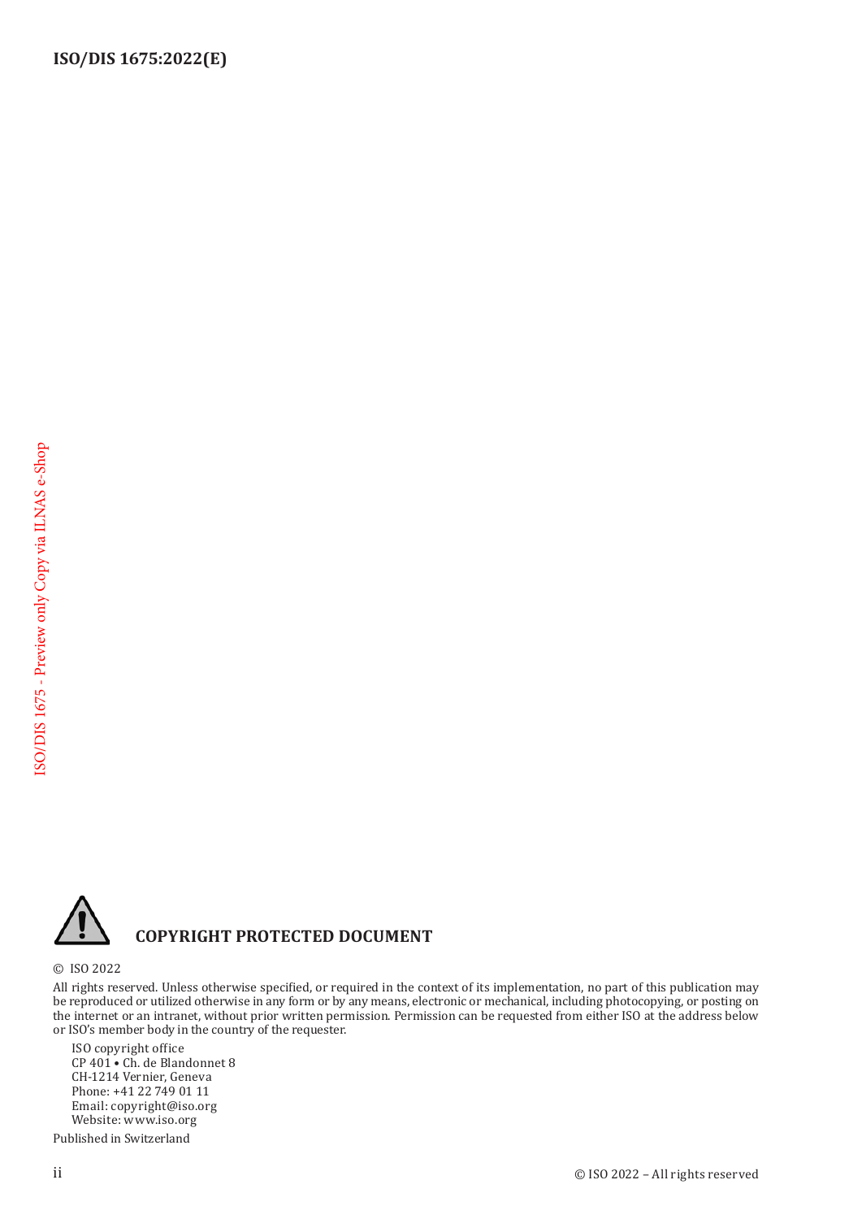**COPYRIGHT PROTECTED DOCUMENT**

© ISO 2022

All rights reserved. Unless otherwise specified, or required in the context of its implementation, no part of this publication may be reproduced or utilized otherwise in any form or by any means, electronic or mechanical, including photocopying, or posting on the internet or an intranet, without prior written permission. Permission can be requested from either ISO at the address below or ISO's member body in the country of the requester.

ISO copyright office
CP 401 • Ch. de Blandonnet 8
CH-1214 Vernier, Geneva
Phone: +41 22 749 01 11
Email: copyright@iso.org
Website: www.iso.org

Published in Switzerland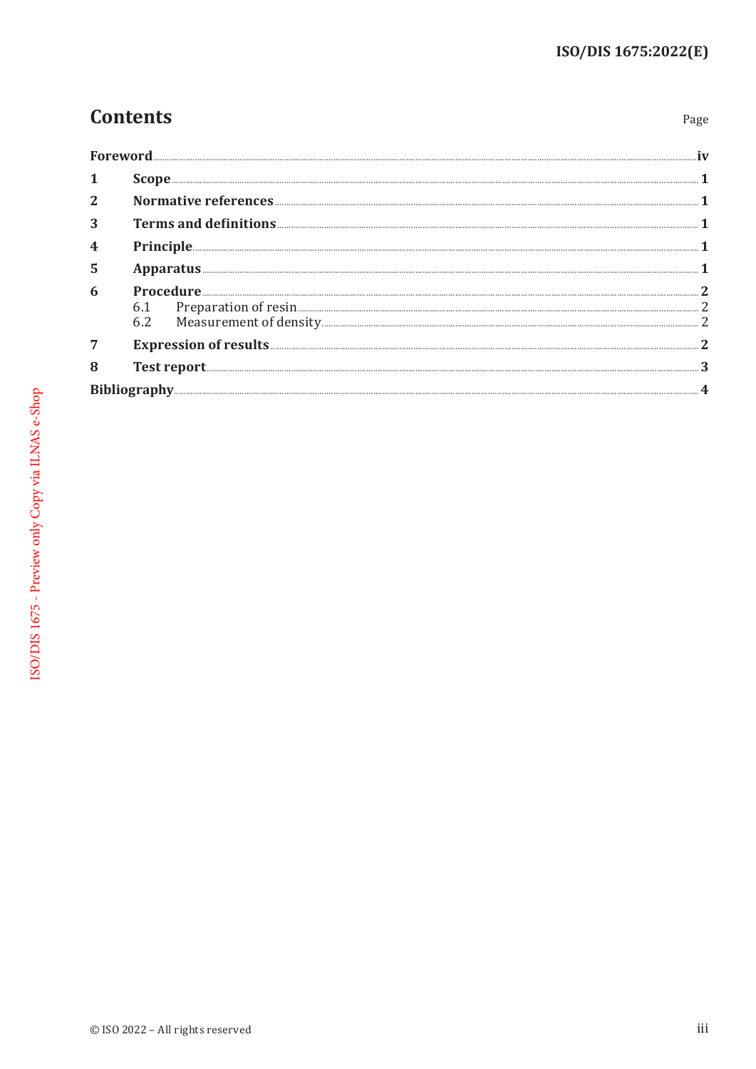# Contents

Page

| | | |
|---|---|---|
| **Foreword** | | **iv** |
| **1** | **Scope** | **1** |
| **2** | **Normative references** | **1** |
| **3** | **Terms and definitions** | **1** |
| **4** | **Principle** | **1** |
| **5** | **Apparatus** | **1** |
| **6** | **Procedure** | **2** |
| | 6.1 Preparation of resin | 2 |
| | 6.2 Measurement of density | 2 |
| **7** | **Expression of results** | **2** |
| **8** | **Test report** | **3** |
| **Bibliography** | | **4** |

ISO/DIS 1675 - Preview only Copy via ILNAS e-Shop